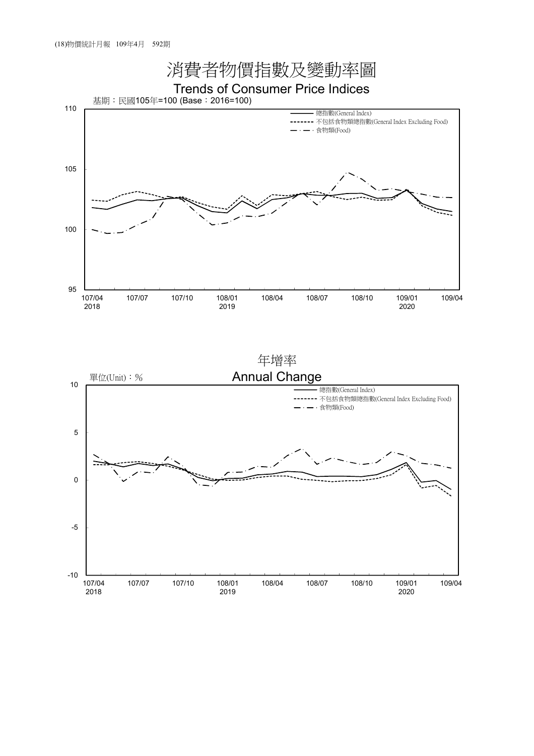# 消費者物價指數及變動率圖

## Trends of Consumer Price Indices

基期：民國105年=100 (Base：2016=100)

總指數(General Index)
不包括食物類總指數(General Index Excluding Food)
食物類(Food)

## 年增率

## Annual Change

單位(Unit)：%

總指數(General Index)
不包括食物類總指數(General Index Excluding Food)
食物類(Food)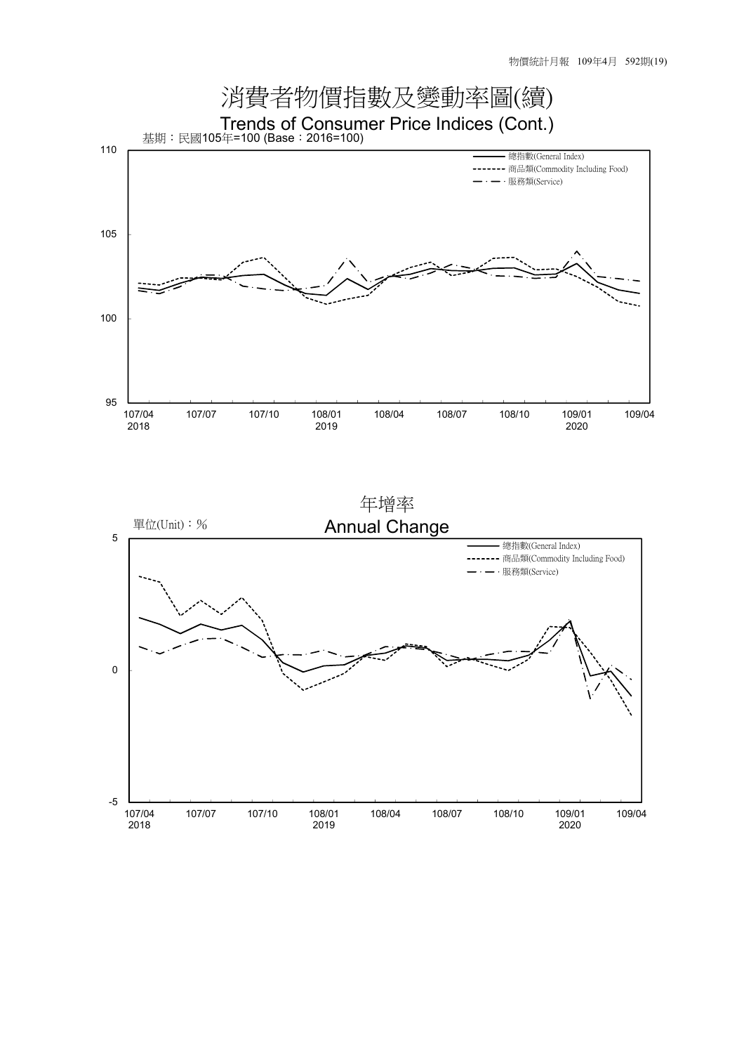# 消費者物價指數及變動率圖(續)

## Trends of Consumer Price Indices (Cont.)

基期：民國105年=100 (Base：2016=100)

- 總指數(General Index)
- 商品類(Commodity Including Food)
- 服務類(Service)

## 年增率

## Annual Change

單位(Unit)：%

- 總指數(General Index)
- 商品類(Commodity Including Food)
- 服務類(Service)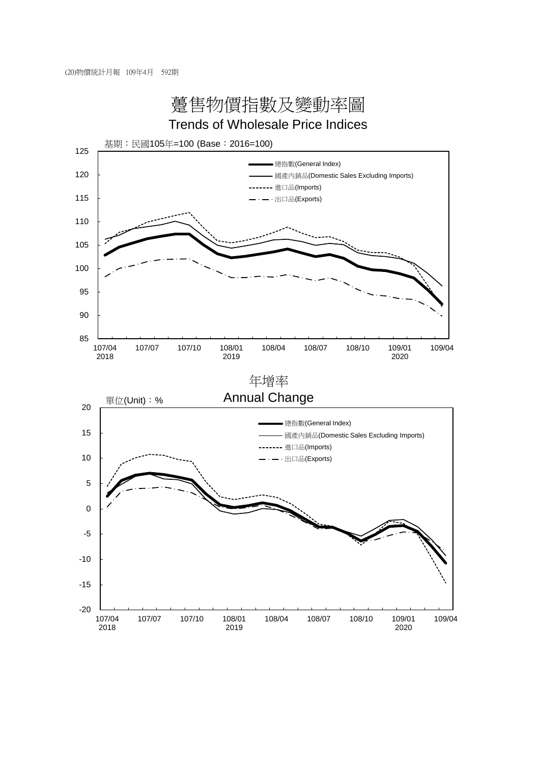# 躉售物價指數及變動率圖

## Trends of Wholesale Price Indices

基期：民國105年=100 (Base：2016=100)

總指數(General Index)
國產內銷品(Domestic Sales Excluding Imports)
進口品(Imports)
出口品(Exports)

125
120
115
110
105
100
95
90
85

107/04
2018
107/07
107/10
108/01
2019
108/04
108/07
108/10
109/01
2020
109/04

## 年增率

## Annual Change

單位(Unit)：%

總指數(General Index)
國產內銷品(Domestic Sales Excluding Imports)
進口品(Imports)
出口品(Exports)

20
15
10
5
0
-5
-10
-15
-20

107/04
2018
107/07
107/10
108/01
2019
108/04
108/07
108/10
109/01
2020
109/04